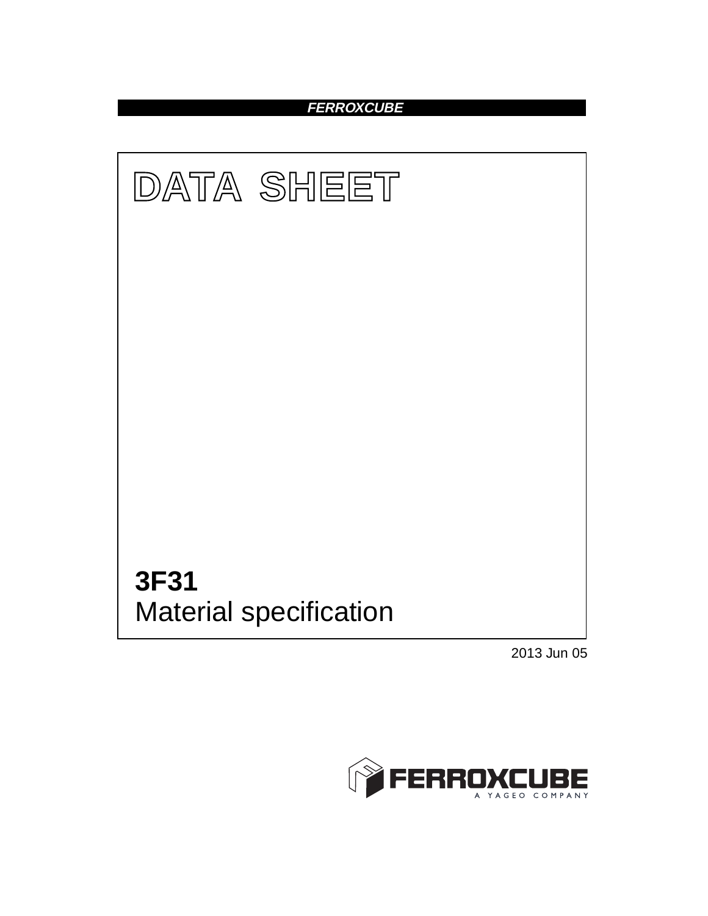*FERROXCUBE*

# DATA SHEET

## 3F31
Material specification

2013 Jun 05

FERROXCUBE
A YAGEO COMPANY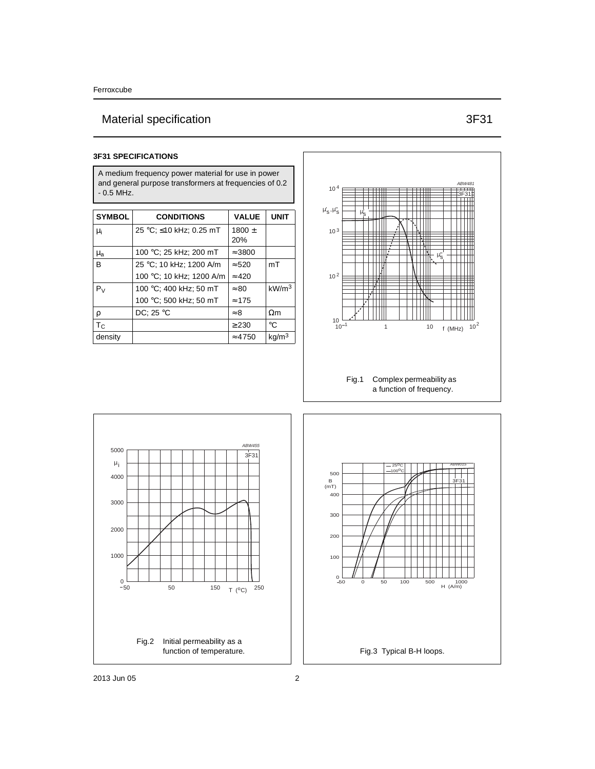# Material specification — 3F31

### 3F31 SPECIFICATIONS

A medium frequency power material for use in power and general purpose transformers at frequencies of 0.2 - 0.5 MHz.

| SYMBOL | CONDITIONS | VALUE | UNIT |
|---|---|---|---|
| $\mu_i$ | 25 °C; ≤10 kHz; 0.25 mT | 1800 ± 20% | |
| $\mu_a$ | 100 °C; 25 kHz; 200 mT | ≈3800 | |
| B | 25 °C; 10 kHz; 1200 A/m | ≈520 | mT |
| | 100 °C; 10 kHz; 1200 A/m | ≈420 | |
| $P_V$ | 100 °C; 400 kHz; 50 mT | ≈80 | kW/m$^3$ |
| | 100 °C; 500 kHz; 50 mT | ≈175 | |
| ρ | DC; 25 °C | ≈8 | Ωm |
| $T_C$ | | ≥230 | °C |
| density | | ≈4750 | kg/m$^3$ |

Fig.1 Complex permeability as a function of frequency.

Fig.2 Initial permeability as a function of temperature.

Fig.3 Typical B-H loops.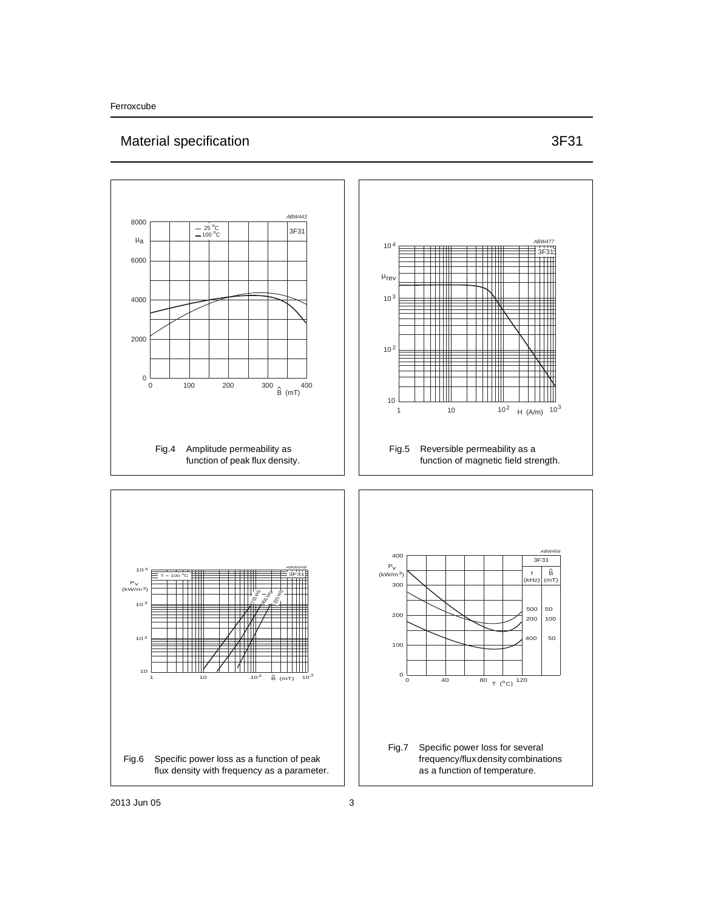## Material specification

3F31

Fig.4 Amplitude permeability as function of peak flux density.

Fig.5 Reversible permeability as a function of magnetic field strength.

Fig.6 Specific power loss as a function of peak flux density with frequency as a parameter.

Fig.7 Specific power loss for several frequency/flux density combinations as a function of temperature.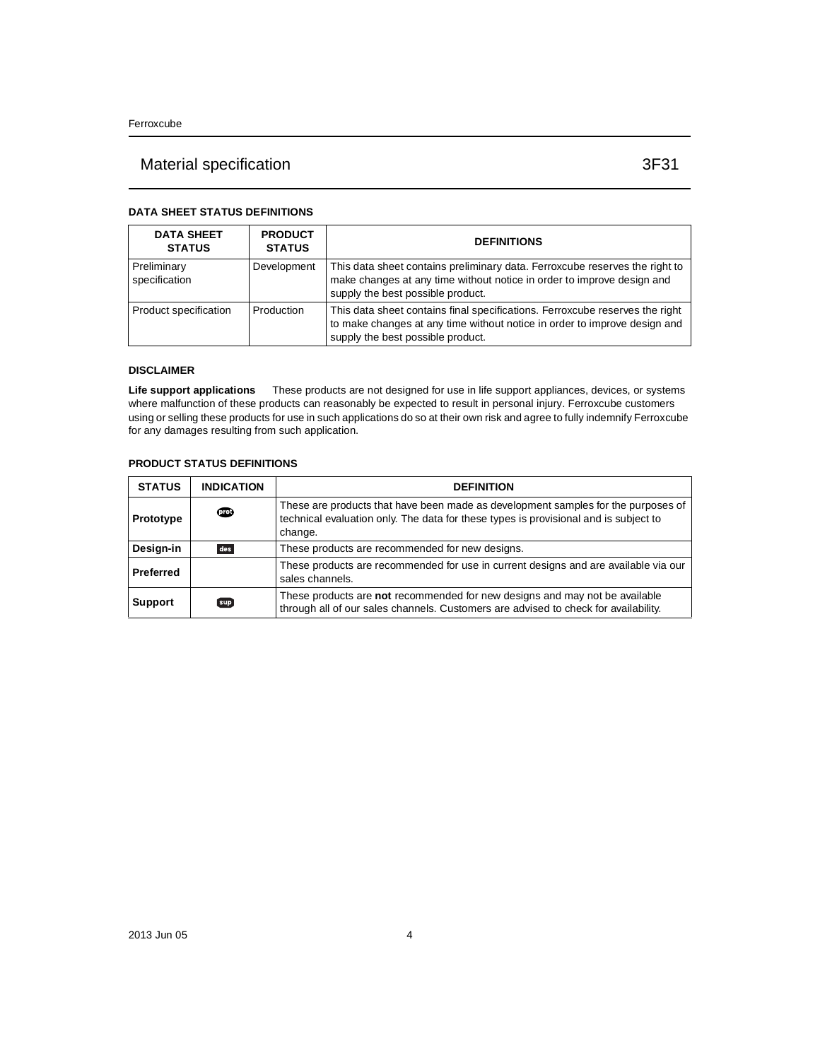# Material specification — 3F31

## DATA SHEET STATUS DEFINITIONS

| DATA SHEET STATUS | PRODUCT STATUS | DEFINITIONS |
|---|---|---|
| Preliminary specification | Development | This data sheet contains preliminary data. Ferroxcube reserves the right to make changes at any time without notice in order to improve design and supply the best possible product. |
| Product specification | Production | This data sheet contains final specifications. Ferroxcube reserves the right to make changes at any time without notice in order to improve design and supply the best possible product. |

## DISCLAIMER

**Life support applications** These products are not designed for use in life support appliances, devices, or systems where malfunction of these products can reasonably be expected to result in personal injury. Ferroxcube customers using or selling these products for use in such applications do so at their own risk and agree to fully indemnify Ferroxcube for any damages resulting from such application.

## PRODUCT STATUS DEFINITIONS

| STATUS | INDICATION | DEFINITION |
|---|---|---|
| **Prototype** | prot | These are products that have been made as development samples for the purposes of technical evaluation only. The data for these types is provisional and is subject to change. |
| **Design-in** | des | These products are recommended for new designs. |
| **Preferred** | | These products are recommended for use in current designs and are available via our sales channels. |
| **Support** | sup | These products are **not** recommended for new designs and may not be available through all of our sales channels. Customers are advised to check for availability. |